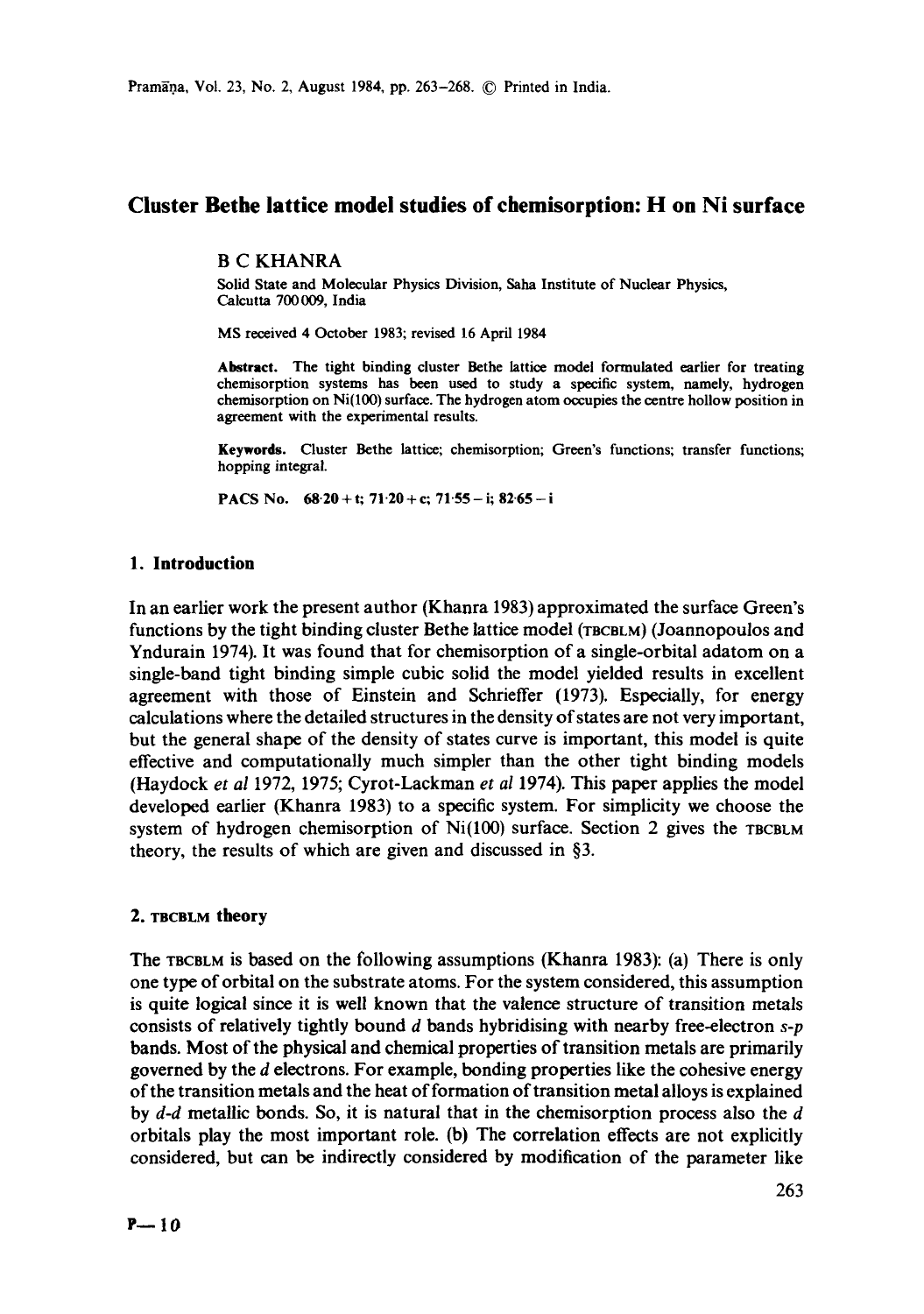# Cluster Bethe lattice model studies of chemisorption: H on Ni surface

**B C KHANRA**

Solid State and Molecular Physics Division, Saha Institute of Nuclear Physics, Calcutta 700 009, India

MS received 4 October 1983; revised 16 April 1984

**Abstract.** The tight binding cluster Bethe lattice model formulated earlier for treating chemisorption systems has been used to study a specific system, namely, hydrogen chemisorption on Ni(100) surface. The hydrogen atom occupies the centre hollow position in agreement with the experimental results.

**Keywords.** Cluster Bethe lattice; chemisorption; Green's functions; transfer functions; hopping integral.

**PACS No.** 68·20 + t; 71·20 + c; 71·55 − i; 82·65 − i

## 1. Introduction

In an earlier work the present author (Khanra 1983) approximated the surface Green's functions by the tight binding cluster Bethe lattice model (TBCBLM) (Joannopoulos and Yndurain 1974). It was found that for chemisorption of a single-orbital adatom on a single-band tight binding simple cubic solid the model yielded results in excellent agreement with those of Einstein and Schrieffer (1973). Especially, for energy calculations where the detailed structures in the density of states are not very important, but the general shape of the density of states curve is important, this model is quite effective and computationally much simpler than the other tight binding models (Haydock *et al* 1972, 1975; Cyrot-Lackman *et al* 1974). This paper applies the model developed earlier (Khanra 1983) to a specific system. For simplicity we choose the system of hydrogen chemisorption of Ni(100) surface. Section 2 gives the TBCBLM theory, the results of which are given and discussed in §3.

## 2. TBCBLM theory

The TBCBLM is based on the following assumptions (Khanra 1983): (a) There is only one type of orbital on the substrate atoms. For the system considered, this assumption is quite logical since it is well known that the valence structure of transition metals consists of relatively tightly bound $d$ bands hybridising with nearby free-electron $s$-$p$ bands. Most of the physical and chemical properties of transition metals are primarily governed by the $d$ electrons. For example, bonding properties like the cohesive energy of the transition metals and the heat of formation of transition metal alloys is explained by $d$-$d$ metallic bonds. So, it is natural that in the chemisorption process also the $d$ orbitals play the most important role. (b) The correlation effects are not explicitly considered, but can be indirectly considered by modification of the parameter like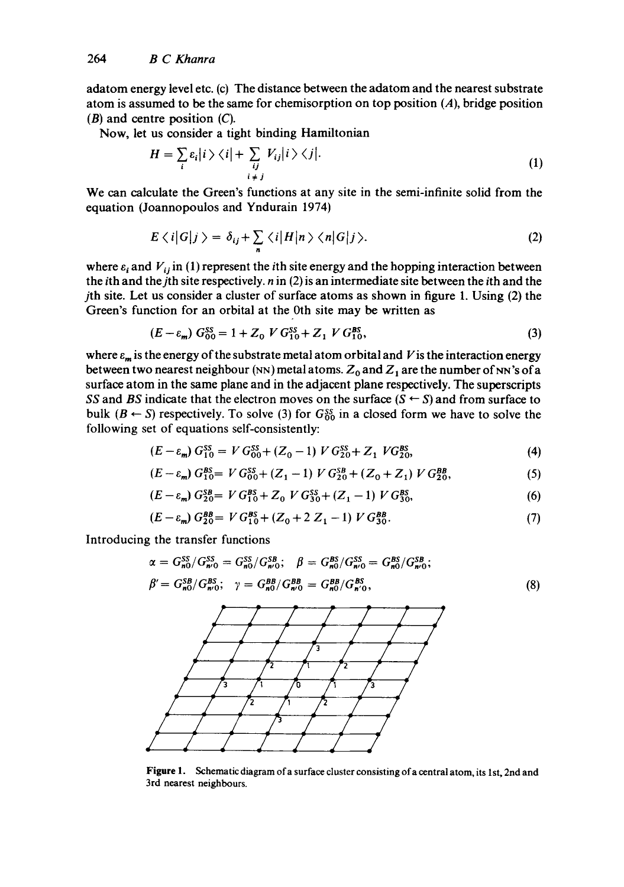adatom energy level etc. (c) The distance between the adatom and the nearest substrate atom is assumed to be the same for chemisorption on top position ($A$), bridge position ($B$) and centre position ($C$).

Now, let us consider a tight binding Hamiltonian

$$H = \sum_i \varepsilon_i |i\rangle\langle i| + \sum_{\substack{ij \\ i \neq j}} V_{ij} |i\rangle\langle j|. \tag{1}$$

We can calculate the Green's functions at any site in the semi-infinite solid from the equation (Joannopoulos and Yndurain 1974)

$$E\langle i|G|j\rangle = \delta_{ij} + \sum_n \langle i|H|n\rangle\langle n|G|j\rangle. \tag{2}$$

where $\varepsilon_i$ and $V_{ij}$ in (1) represent the $i$th site energy and the hopping interaction between the $i$th and the $j$th site respectively. $n$ in (2) is an intermediate site between the $i$th and the $j$th site. Let us consider a cluster of surface atoms as shown in figure 1. Using (2) the Green's function for an orbital at the 0th site may be written as

$$(E - \varepsilon_m) G_{00}^{SS} = 1 + Z_0 V G_{10}^{SS} + Z_1 V G_{10}^{BS}, \tag{3}$$

where $\varepsilon_m$ is the energy of the substrate metal atom orbital and $V$ is the interaction energy between two nearest neighbour (NN) metal atoms. $Z_0$ and $Z_1$ are the number of NN's of a surface atom in the same plane and in the adjacent plane respectively. The superscripts $SS$ and $BS$ indicate that the electron moves on the surface ($S \leftarrow S$) and from surface to bulk ($B \leftarrow S$) respectively. To solve (3) for $G_{00}^{SS}$ in a closed form we have to solve the following set of equations self-consistently:

$$(E - \varepsilon_m) G_{10}^{SS} = V G_{00}^{SS} + (Z_0 - 1) V G_{20}^{SS} + Z_1 V G_{20}^{BS}, \tag{4}$$

$$(E - \varepsilon_m) G_{10}^{BS} = V G_{00}^{SS} + (Z_1 - 1) V G_{20}^{SB} + (Z_0 + Z_1) V G_{20}^{BB}, \tag{5}$$

$$(E - \varepsilon_m) G_{20}^{SB} = V G_{10}^{BS} + Z_0 V G_{30}^{SS} + (Z_1 - 1) V G_{30}^{BS}, \tag{6}$$

$$(E - \varepsilon_m) G_{20}^{BB} = V G_{10}^{BS} + (Z_0 + 2 Z_1 - 1) V G_{30}^{BB}. \tag{7}$$

Introducing the transfer functions

$$\alpha = G_{n0}^{SS}/G_{n'0}^{SS} = G_{n0}^{SS}/G_{n'0}^{SB}; \quad \beta = G_{n0}^{BS}/G_{n'0}^{SS} = G_{n0}^{BS}/G_{n'0}^{SB};$$

$$\beta' = G_{n0}^{SB}/G_{n'0}^{BS}; \quad \gamma = G_{n0}^{BB}/G_{n'0}^{BB} = G_{n0}^{BB}/G_{n'0}^{BS}, \tag{8}$$

**Figure 1.** Schematic diagram of a surface cluster consisting of a central atom, its 1st, 2nd and 3rd nearest neighbours.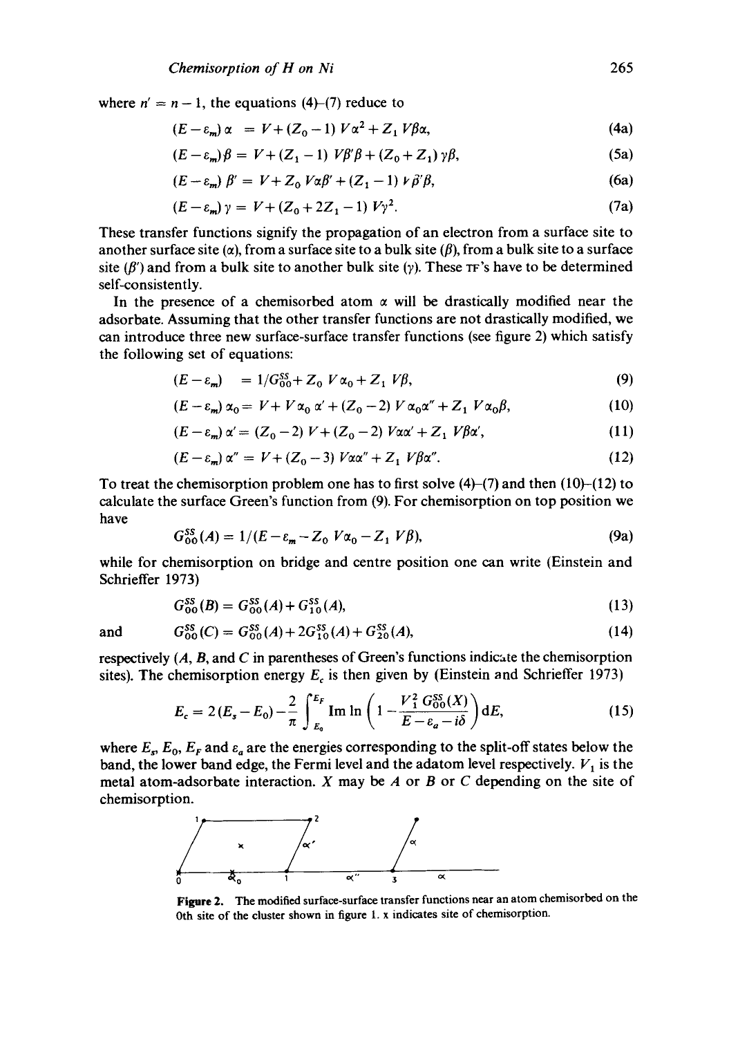where $n' = n - 1$, the equations (4)–(7) reduce to

$$(E-\varepsilon_m)\,\alpha \;= V+(Z_0-1)\,V\alpha^2+Z_1\,V\beta\alpha, \tag{4a}$$

$$(E-\varepsilon_m)\,\beta = V+(Z_1-1)\,V\beta'\beta+(Z_0+Z_1)\,\gamma\beta, \tag{5a}$$

$$(E-\varepsilon_m)\,\beta' = V+Z_0\,V\alpha\beta'+(Z_1-1)\,V\beta'\beta, \tag{6a}$$

$$(E-\varepsilon_m)\,\gamma = V+(Z_0+2Z_1-1)\,V\gamma^2. \tag{7a}$$

These transfer functions signify the propagation of an electron from a surface site to another surface site ($\alpha$), from a surface site to a bulk site ($\beta$), from a bulk site to a surface site ($\beta'$) and from a bulk site to another bulk site ($\gamma$). These TF's have to be determined self-consistently.

In the presence of a chemisorbed atom $\alpha$ will be drastically modified near the adsorbate. Assuming that the other transfer functions are not drastically modified, we can introduce three new surface-surface transfer functions (see figure 2) which satisfy the following set of equations:

$$(E-\varepsilon_m) \;= 1/G_{00}^{SS}+Z_0\,V\alpha_0+Z_1\,V\beta, \tag{9}$$

$$(E-\varepsilon_m)\,\alpha_0 = V+V\alpha_0\,\alpha'+(Z_0-2)\,V\alpha_0\alpha''+Z_1\,V\alpha_0\beta, \tag{10}$$

$$(E-\varepsilon_m)\,\alpha' = (Z_0-2)\,V+(Z_0-2)\,V\alpha\alpha'+Z_1\,V\beta\alpha', \tag{11}$$

$$(E-\varepsilon_m)\,\alpha'' = V+(Z_0-3)\,V\alpha\alpha''+Z_1\,V\beta\alpha''. \tag{12}$$

To treat the chemisorption problem one has to first solve (4)–(7) and then (10)–(12) to calculate the surface Green's function from (9). For chemisorption on top position we have

$$G_{00}^{SS}(A) = 1/(E-\varepsilon_m-Z_0\,V\alpha_0-Z_1\,V\beta), \tag{9a}$$

while for chemisorption on bridge and centre position one can write (Einstein and Schrieffer 1973)

$$G_{00}^{SS}(B) = G_{00}^{SS}(A)+G_{10}^{SS}(A), \tag{13}$$

and

$$G_{00}^{SS}(C) = G_{00}^{SS}(A)+2G_{10}^{SS}(A)+G_{20}^{SS}(A), \tag{14}$$

respectively ($A$, $B$, and $C$ in parentheses of Green's functions indicate the chemisorption sites). The chemisorption energy $E_c$ is then given by (Einstein and Schrieffer 1973)

$$E_c = 2(E_s-E_0)-\frac{2}{\pi}\int_{E_0}^{E_F}\operatorname{Im}\ln\left(1-\frac{V_1^2\,G_{00}^{SS}(X)}{E-\varepsilon_a-i\delta}\right)\mathrm{d}E, \tag{15}$$

where $E_s$, $E_0$, $E_F$ and $\varepsilon_a$ are the energies corresponding to the split-off states below the band, the lower band edge, the Fermi level and the adatom level respectively. $V_1$ is the metal atom-adsorbate interaction. $X$ may be $A$ or $B$ or $C$ depending on the site of chemisorption.

**Figure 2.** The modified surface-surface transfer functions near an atom chemisorbed on the 0th site of the cluster shown in figure 1. x indicates site of chemisorption.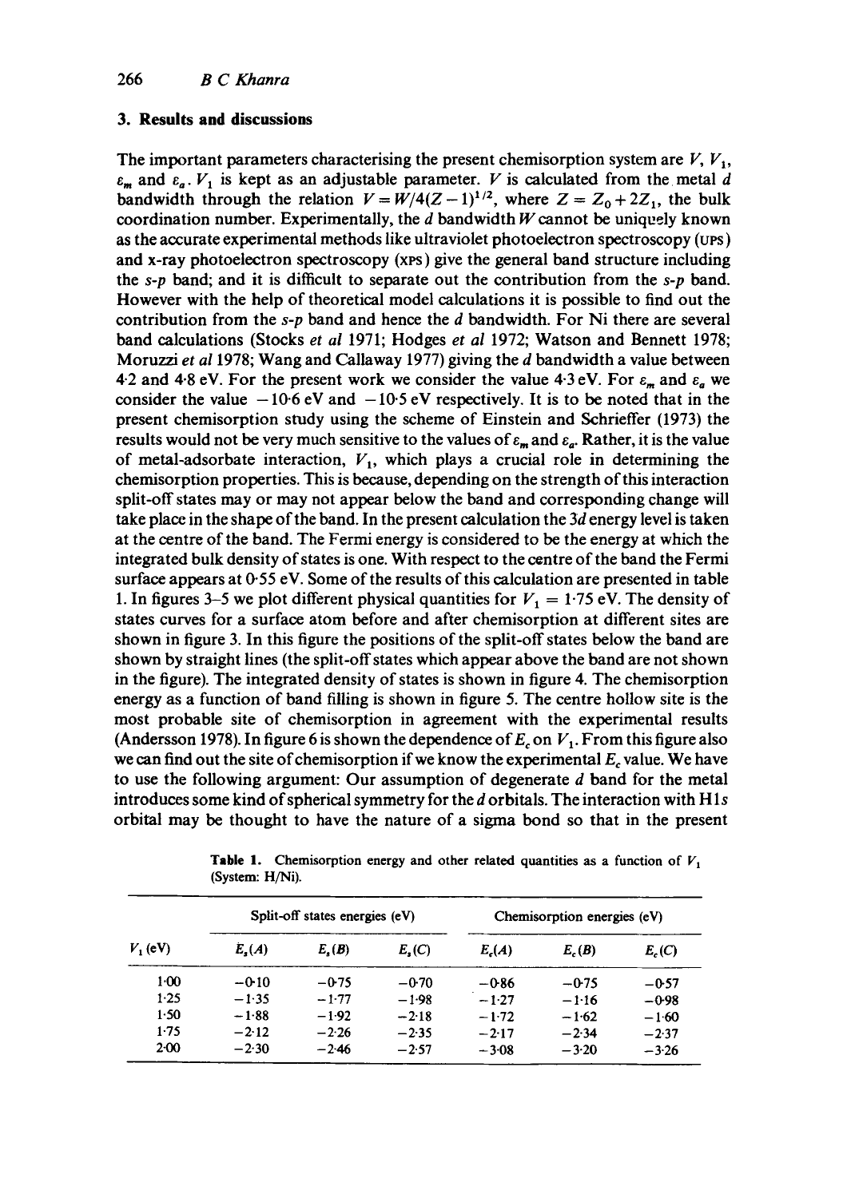## 3. Results and discussions

The important parameters characterising the present chemisorption system are $V$, $V_1$, $\varepsilon_m$ and $\varepsilon_a$. $V_1$ is kept as an adjustable parameter. $V$ is calculated from the metal $d$ bandwidth through the relation $V = W/4(Z-1)^{1/2}$, where $Z = Z_0 + 2Z_1$, the bulk coordination number. Experimentally, the $d$ bandwidth $W$ cannot be uniquely known as the accurate experimental methods like ultraviolet photoelectron spectroscopy (UPS) and x-ray photoelectron spectroscopy (XPS) give the general band structure including the $s$-$p$ band; and it is difficult to separate out the contribution from the $s$-$p$ band. However with the help of theoretical model calculations it is possible to find out the contribution from the $s$-$p$ band and hence the $d$ bandwidth. For Ni there are several band calculations (Stocks *et al* 1971; Hodges *et al* 1972; Watson and Bennett 1978; Moruzzi *et al* 1978; Wang and Callaway 1977) giving the $d$ bandwidth a value between 4·2 and 4·8 eV. For the present work we consider the value 4·3 eV. For $\varepsilon_m$ and $\varepsilon_a$ we consider the value $-10{\cdot}6$ eV and $-10{\cdot}5$ eV respectively. It is to be noted that in the present chemisorption study using the scheme of Einstein and Schrieffer (1973) the results would not be very much sensitive to the values of $\varepsilon_m$ and $\varepsilon_a$. Rather, it is the value of metal-adsorbate interaction, $V_1$, which plays a crucial role in determining the chemisorption properties. This is because, depending on the strength of this interaction split-off states may or may not appear below the band and corresponding change will take place in the shape of the band. In the present calculation the 3$d$ energy level is taken at the centre of the band. The Fermi energy is considered to be the energy at which the integrated bulk density of states is one. With respect to the centre of the band the Fermi surface appears at 0·55 eV. Some of the results of this calculation are presented in table 1. In figures 3–5 we plot different physical quantities for $V_1 = 1{\cdot}75$ eV. The density of states curves for a surface atom before and after chemisorption at different sites are shown in figure 3. In this figure the positions of the split-off states below the band are shown by straight lines (the split-off states which appear above the band are not shown in the figure). The integrated density of states is shown in figure 4. The chemisorption energy as a function of band filling is shown in figure 5. The centre hollow site is the most probable site of chemisorption in agreement with the experimental results (Andersson 1978). In figure 6 is shown the dependence of $E_c$ on $V_1$. From this figure also we can find out the site of chemisorption if we know the experimental $E_c$ value. We have to use the following argument: Our assumption of degenerate $d$ band for the metal introduces some kind of spherical symmetry for the $d$ orbitals. The interaction with H 1$s$ orbital may be thought to have the nature of a sigma bond so that in the present

**Table 1.** Chemisorption energy and other related quantities as a function of $V_1$ (System: H/Ni).

| | Split-off states energies (eV) | | | Chemisorption energies (eV) | | |
|---|---|---|---|---|---|---|
| $V_1$ (eV) | $E_s(A)$ | $E_s(B)$ | $E_s(C)$ | $E_c(A)$ | $E_c(B)$ | $E_c(C)$ |
| 1·00 | −0·10 | −0·75 | −0·70 | −0·86 | −0·75 | −0·57 |
| 1·25 | −1·35 | −1·77 | −1·98 | −1·27 | −1·16 | −0·98 |
| 1·50 | −1·88 | −1·92 | −2·18 | −1·72 | −1·62 | −1·60 |
| 1·75 | −2·12 | −2·26 | −2·35 | −2·17 | −2·34 | −2·37 |
| 2·00 | −2·30 | −2·46 | −2·57 | −3·08 | −3·20 | −3·26 |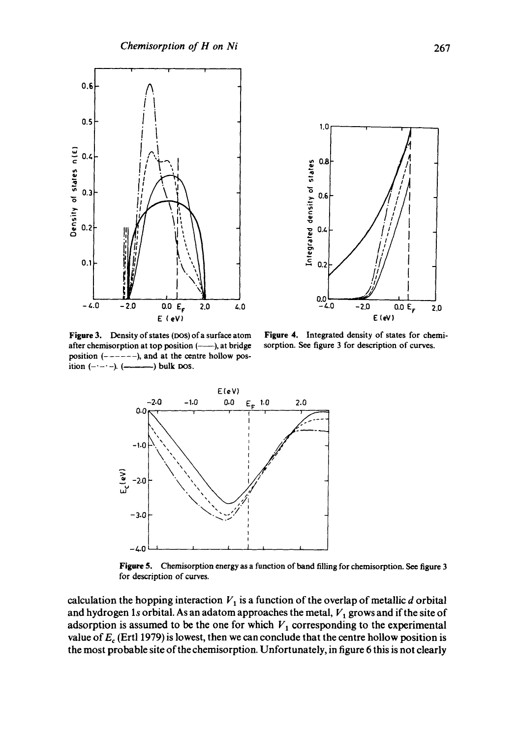Figure 3. Density of states (DOS) of a surface atom after chemisorption at top position (——), at bridge position (------), and at the centre hollow position (–·–·–). (———) bulk DOS.

Figure 4. Integrated density of states for chemisorption. See figure 3 for description of curves.

Figure 5. Chemisorption energy as a function of band filling for chemisorption. See figure 3 for description of curves.

calculation the hopping interaction $V_1$ is a function of the overlap of metallic $d$ orbital and hydrogen 1$s$ orbital. As an adatom approaches the metal, $V_1$ grows and if the site of adsorption is assumed to be the one for which $V_1$ corresponding to the experimental value of $E_c$ (Ertl 1979) is lowest, then we can conclude that the centre hollow position is the most probable site of the chemisorption. Unfortunately, in figure 6 this is not clearly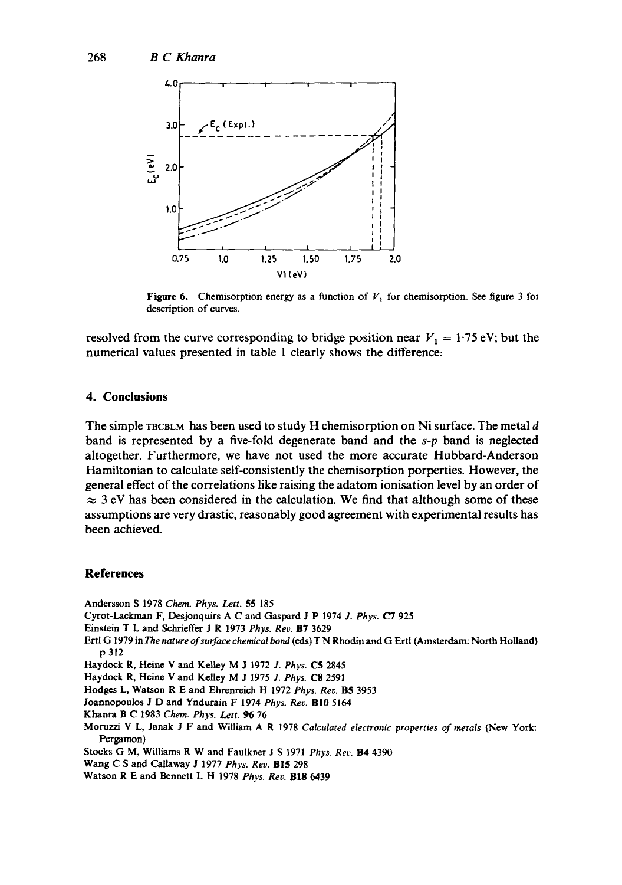4.0

3.0

$E_c$ (Expt.)

2.0

1.0

$E_c$ (eV)

0.75 1.0 1.25 1.50 1.75 2.0

V1 (eV)

**Figure 6.** Chemisorption energy as a function of $V_1$ for chemisorption. See figure 3 for description of curves.

resolved from the curve corresponding to bridge position near $V_1 = 1.75$ eV; but the numerical values presented in table 1 clearly shows the difference.

## 4. Conclusions

The simple TBCBLM has been used to study H chemisorption on Ni surface. The metal $d$ band is represented by a five-fold degenerate band and the $s$-$p$ band is neglected altogether. Furthermore, we have not used the more accurate Hubbard-Anderson Hamiltonian to calculate self-consistently the chemisorption porperties. However, the general effect of the correlations like raising the adatom ionisation level by an order of $\approx 3$ eV has been considered in the calculation. We find that although some of these assumptions are very drastic, reasonably good agreement with experimental results has been achieved.

## References

Andersson S 1978 *Chem. Phys. Lett.* **55** 185

Cyrot-Lackman F, Desjonquirs A C and Gaspard J P 1974 *J. Phys.* **C7** 925

Einstein T L and Schrieffer J R 1973 *Phys. Rev.* **B7** 3629

Ertl G 1979 in *The nature of surface chemical bond* (eds) T N Rhodin and G Ertl (Amsterdam: North Holland) p 312

Haydock R, Heine V and Kelley M J 1972 *J. Phys.* **C5** 2845

Haydock R, Heine V and Kelley M J 1975 *J. Phys.* **C8** 2591

Hodges L, Watson R E and Ehrenreich H 1972 *Phys. Rev.* **B5** 3953

Joannopoulos J D and Yndurain F 1974 *Phys. Rev.* **B10** 5164

Khanra B C 1983 *Chem. Phys. Lett.* **96** 76

Moruzzi V L, Janak J F and William A R 1978 *Calculated electronic properties of metals* (New York: Pergamon)

Stocks G M, Williams R W and Faulkner J S 1971 *Phys. Rev.* **B4** 4390

Wang C S and Callaway J 1977 *Phys. Rev.* **B15** 298

Watson R E and Bennett L H 1978 *Phys. Rev.* **B18** 6439